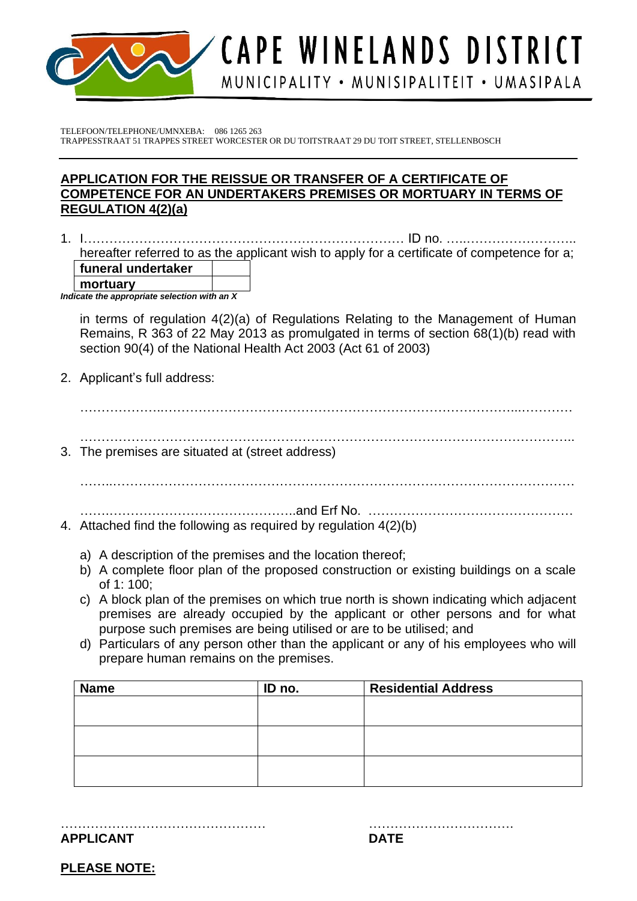# CAPE WINELANDS DISTRICT

MUNICIPALITY • MUNISIPALITEIT • UMASIPALA

TELEFOON/TELEPHONE/UMNXEBA: 086 1265 263
TRAPPESSTRAAT 51 TRAPPES STREET WORCESTER OR DU TOITSTRAAT 29 DU TOIT STREET, STELLENBOSCH

## APPLICATION FOR THE REISSUE OR TRANSFER OF A CERTIFICATE OF COMPETENCE FOR AN UNDERTAKERS PREMISES OR MORTUARY IN TERMS OF REGULATION 4(2)(a)

1. I………………………………………………………………… ID no. …..…………………….. hereafter referred to as the applicant wish to apply for a certificate of competence for a;

| **funeral undertaker** | |
|---|---|
| **mortuary** | |

***Indicate the appropriate selection with an X***

in terms of regulation 4(2)(a) of Regulations Relating to the Management of Human Remains, R 363 of 22 May 2013 as promulgated in terms of section 68(1)(b) read with section 90(4) of the National Health Act 2003 (Act 61 of 2003)

2. Applicant's full address:

   ………………..……………………………………………………………………...…………

   ……………………………………………………………………………………………………..

3. The premises are situated at (street address)

   ……..……………………….….……………………………………………….…..….………

   …….……………………….…………………..and Erf No. …………………………………………

4. Attached find the following as required by regulation 4(2)(b)

   a) A description of the premises and the location thereof;
   b) A complete floor plan of the proposed construction or existing buildings on a scale of 1: 100;
   c) A block plan of the premises on which true north is shown indicating which adjacent premises are already occupied by the applicant or other persons and for what purpose such premises are being utilised or are to be utilised; and
   d) Particulars of any person other than the applicant or any of his employees who will prepare human remains on the premises.

| Name | ID no. | Residential Address |
|---|---|---|
| | | |
| | | |
| | | |

…………………………………………  ……………………………
**APPLICANT**  **DATE**

**PLEASE NOTE:**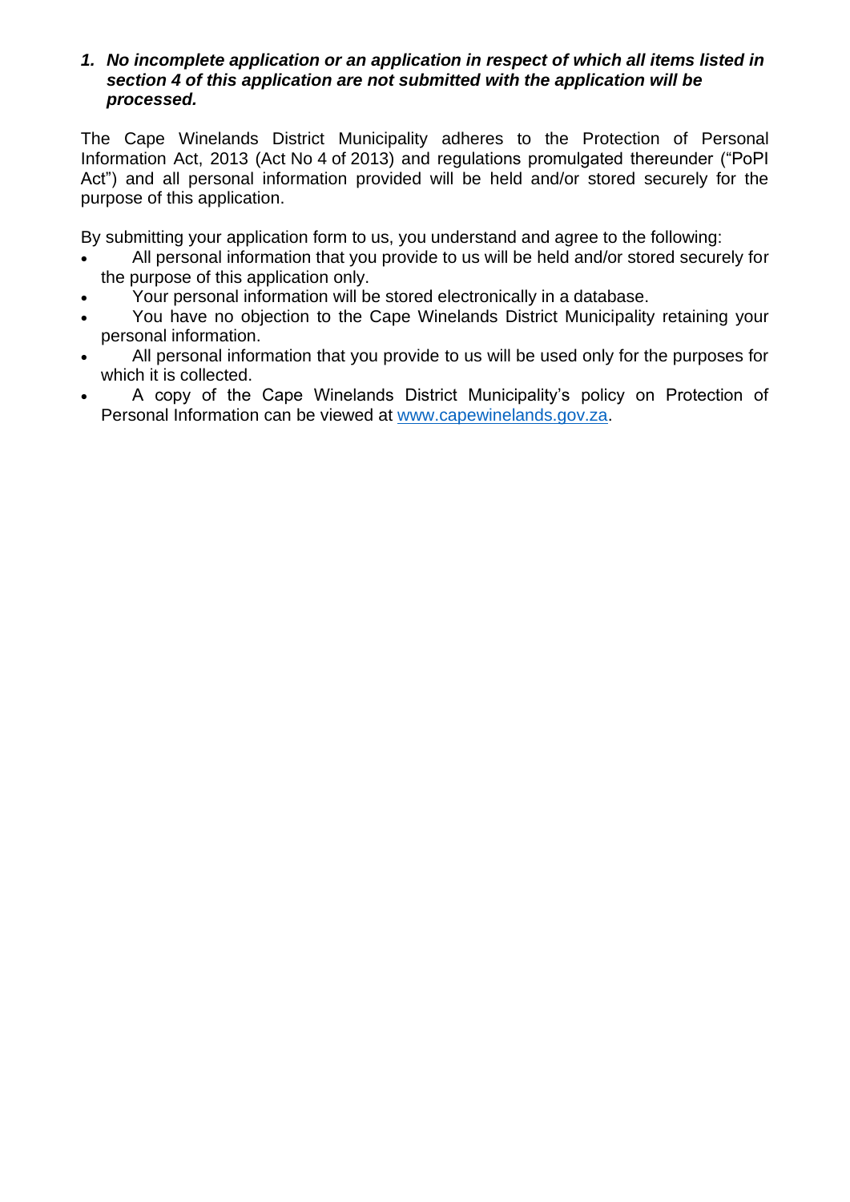1. ***No incomplete application or an application in respect of which all items listed in section 4 of this application are not submitted with the application will be processed.***

The Cape Winelands District Municipality adheres to the Protection of Personal Information Act, 2013 (Act No 4 of 2013) and regulations promulgated thereunder ("PoPI Act") and all personal information provided will be held and/or stored securely for the purpose of this application.

By submitting your application form to us, you understand and agree to the following:

- All personal information that you provide to us will be held and/or stored securely for the purpose of this application only.
- Your personal information will be stored electronically in a database.
- You have no objection to the Cape Winelands District Municipality retaining your personal information.
- All personal information that you provide to us will be used only for the purposes for which it is collected.
- A copy of the Cape Winelands District Municipality's policy on Protection of Personal Information can be viewed at [www.capewinelands.gov.za](http://www.capewinelands.gov.za).